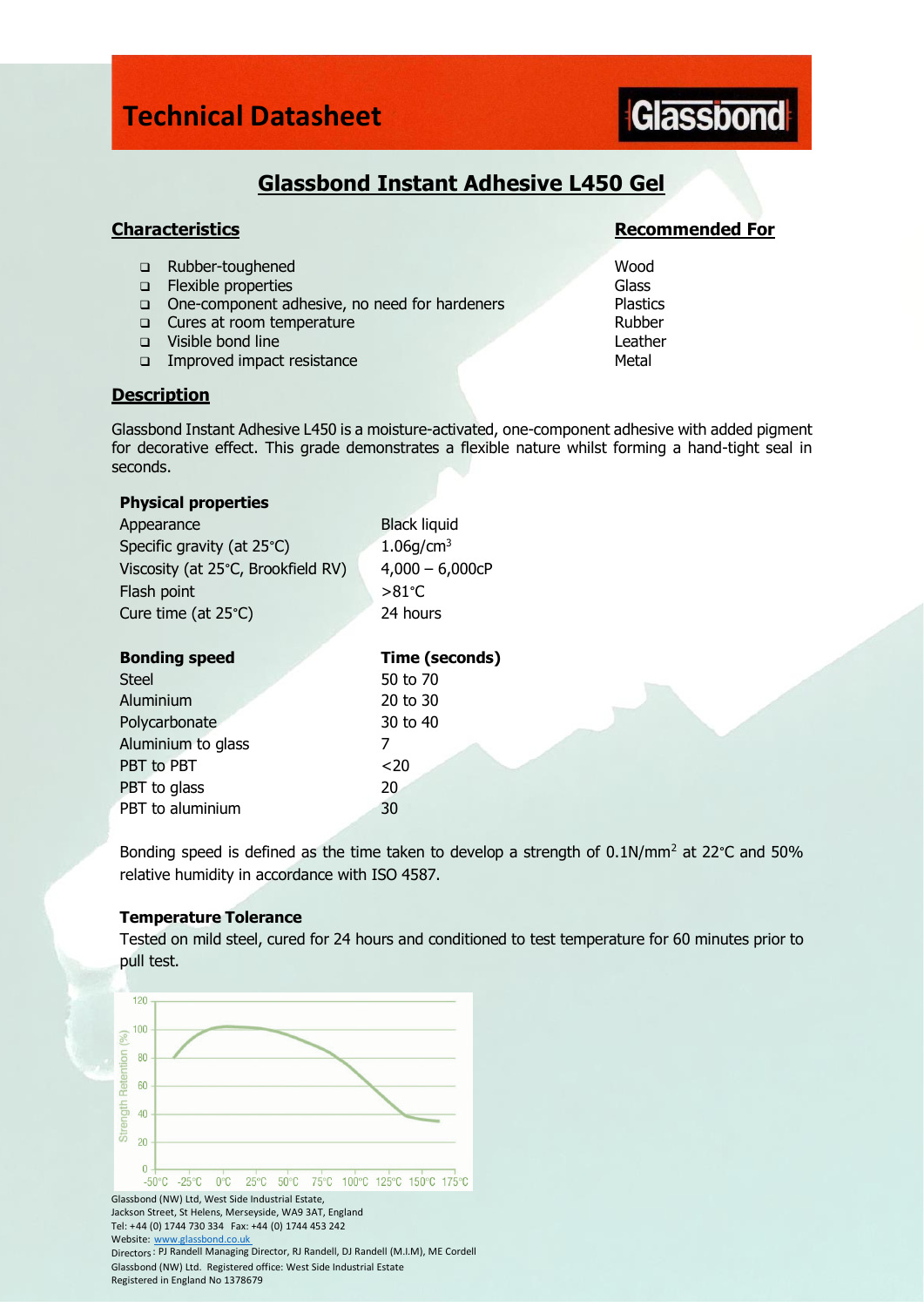# Technical Datasheet

Glassbond

## Glassbond Instant Adhesive L450 Gel

### Characteristics

- Rubber-toughened
- Flexible properties
- One-component adhesive, no need for hardeners
- Cures at room temperature
- Visible bond line
- Improved impact resistance

### Recommended For

Wood
Glass
Plastics
Rubber
Leather
Metal

### Description

Glassbond Instant Adhesive L450 is a moisture-activated, one-component adhesive with added pigment for decorative effect. This grade demonstrates a flexible nature whilst forming a hand-tight seal in seconds.

| **Physical properties** | |
|---|---|
| Appearance | Black liquid |
| Specific gravity (at 25°C) | 1.06g/cm$^3$ |
| Viscosity (at 25°C, Brookfield RV) | 4,000 – 6,000cP |
| Flash point | >81°C |
| Cure time (at 25°C) | 24 hours |

| **Bonding speed** | **Time (seconds)** |
|---|---|
| Steel | 50 to 70 |
| Aluminium | 20 to 30 |
| Polycarbonate | 30 to 40 |
| Aluminium to glass | 7 |
| PBT to PBT | <20 |
| PBT to glass | 20 |
| PBT to aluminium | 30 |

Bonding speed is defined as the time taken to develop a strength of 0.1N/mm$^2$ at 22°C and 50% relative humidity in accordance with ISO 4587.

**Temperature Tolerance**

Tested on mild steel, cured for 24 hours and conditioned to test temperature for 60 minutes prior to pull test.

Glassbond (NW) Ltd, West Side Industrial Estate,
Jackson Street, St Helens, Merseyside, WA9 3AT, England
Tel: +44 (0) 1744 730 334 Fax: +44 (0) 1744 453 242
Website: www.glassbond.co.uk
Directors: PJ Randell Managing Director, RJ Randell, DJ Randell (M.I.M), ME Cordell
Glassbond (NW) Ltd. Registered office: West Side Industrial Estate
Registered in England No 1378679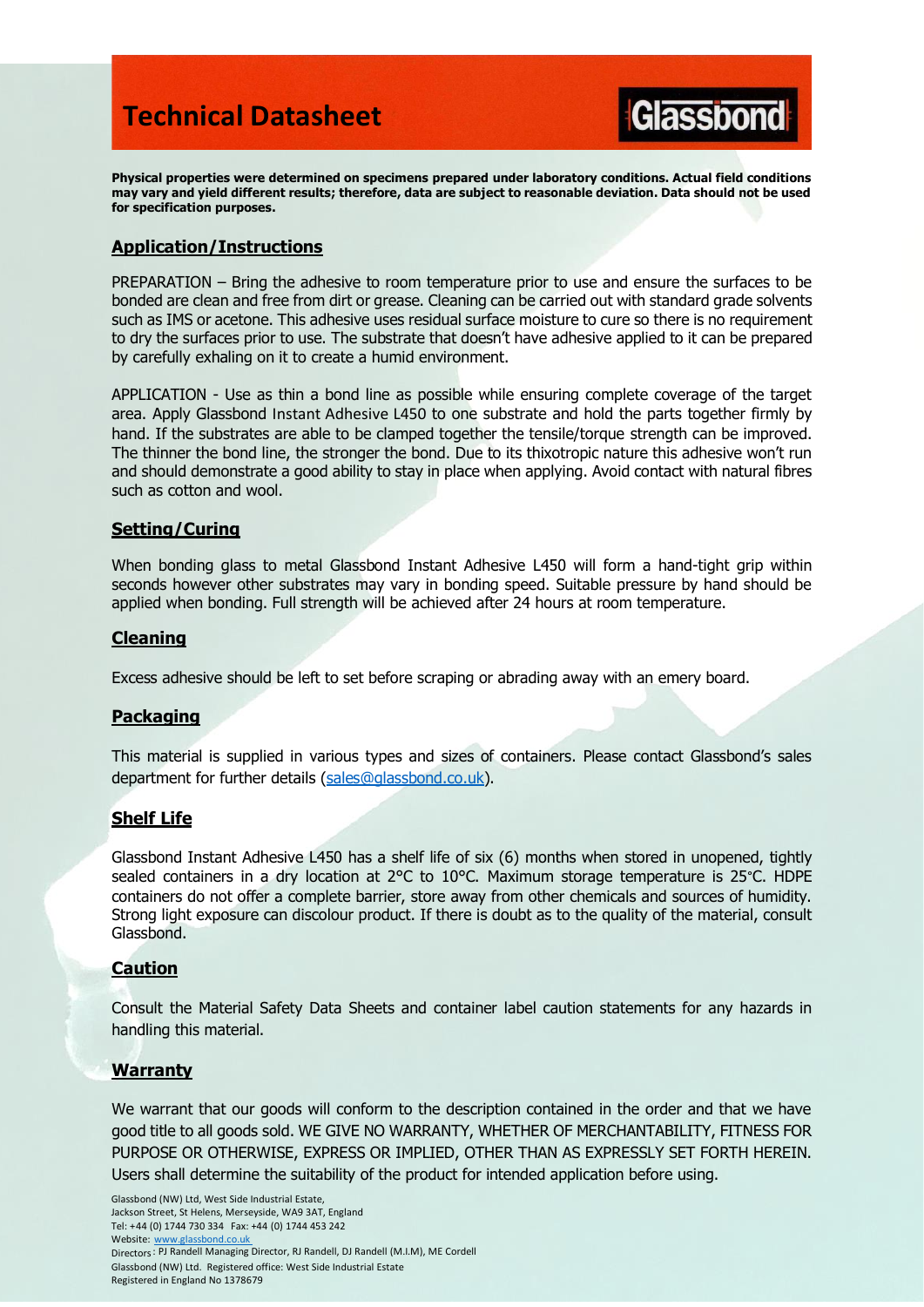# Technical Datasheet

Glassbond

**Physical properties were determined on specimens prepared under laboratory conditions. Actual field conditions may vary and yield different results; therefore, data are subject to reasonable deviation. Data should not be used for specification purposes.**

## Application/Instructions

PREPARATION – Bring the adhesive to room temperature prior to use and ensure the surfaces to be bonded are clean and free from dirt or grease. Cleaning can be carried out with standard grade solvents such as IMS or acetone. This adhesive uses residual surface moisture to cure so there is no requirement to dry the surfaces prior to use. The substrate that doesn't have adhesive applied to it can be prepared by carefully exhaling on it to create a humid environment.

APPLICATION - Use as thin a bond line as possible while ensuring complete coverage of the target area. Apply Glassbond Instant Adhesive L450 to one substrate and hold the parts together firmly by hand. If the substrates are able to be clamped together the tensile/torque strength can be improved. The thinner the bond line, the stronger the bond. Due to its thixotropic nature this adhesive won't run and should demonstrate a good ability to stay in place when applying. Avoid contact with natural fibres such as cotton and wool.

## Setting/Curing

When bonding glass to metal Glassbond Instant Adhesive L450 will form a hand-tight grip within seconds however other substrates may vary in bonding speed. Suitable pressure by hand should be applied when bonding. Full strength will be achieved after 24 hours at room temperature.

## Cleaning

Excess adhesive should be left to set before scraping or abrading away with an emery board.

## Packaging

This material is supplied in various types and sizes of containers. Please contact Glassbond's sales department for further details (sales@glassbond.co.uk).

## Shelf Life

Glassbond Instant Adhesive L450 has a shelf life of six (6) months when stored in unopened, tightly sealed containers in a dry location at 2°C to 10°C. Maximum storage temperature is 25°C. HDPE containers do not offer a complete barrier, store away from other chemicals and sources of humidity. Strong light exposure can discolour product. If there is doubt as to the quality of the material, consult Glassbond.

## Caution

Consult the Material Safety Data Sheets and container label caution statements for any hazards in handling this material.

## Warranty

We warrant that our goods will conform to the description contained in the order and that we have good title to all goods sold. WE GIVE NO WARRANTY, WHETHER OF MERCHANTABILITY, FITNESS FOR PURPOSE OR OTHERWISE, EXPRESS OR IMPLIED, OTHER THAN AS EXPRESSLY SET FORTH HEREIN. Users shall determine the suitability of the product for intended application before using.

Glassbond (NW) Ltd, West Side Industrial Estate,
Jackson Street, St Helens, Merseyside, WA9 3AT, England
Tel: +44 (0) 1744 730 334 Fax: +44 (0) 1744 453 242
Website: www.glassbond.co.uk
Directors : PJ Randell Managing Director, RJ Randell, DJ Randell (M.I.M), ME Cordell
Glassbond (NW) Ltd. Registered office: West Side Industrial Estate
Registered in England No 1378679